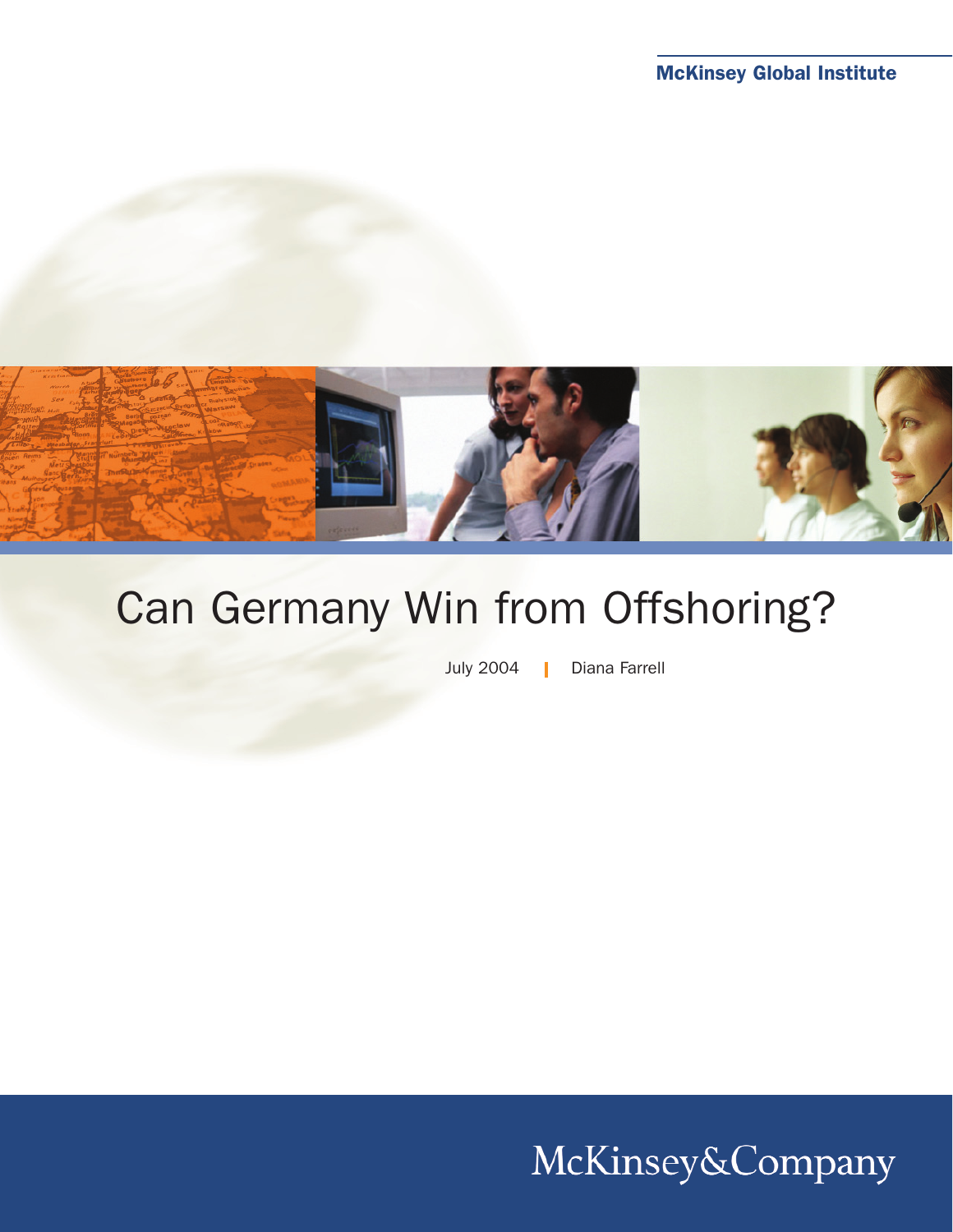McKinsey Global Institute

# Can Germany Win from Offshoring?

July 2004 | Diana Farrell

McKinsey&Company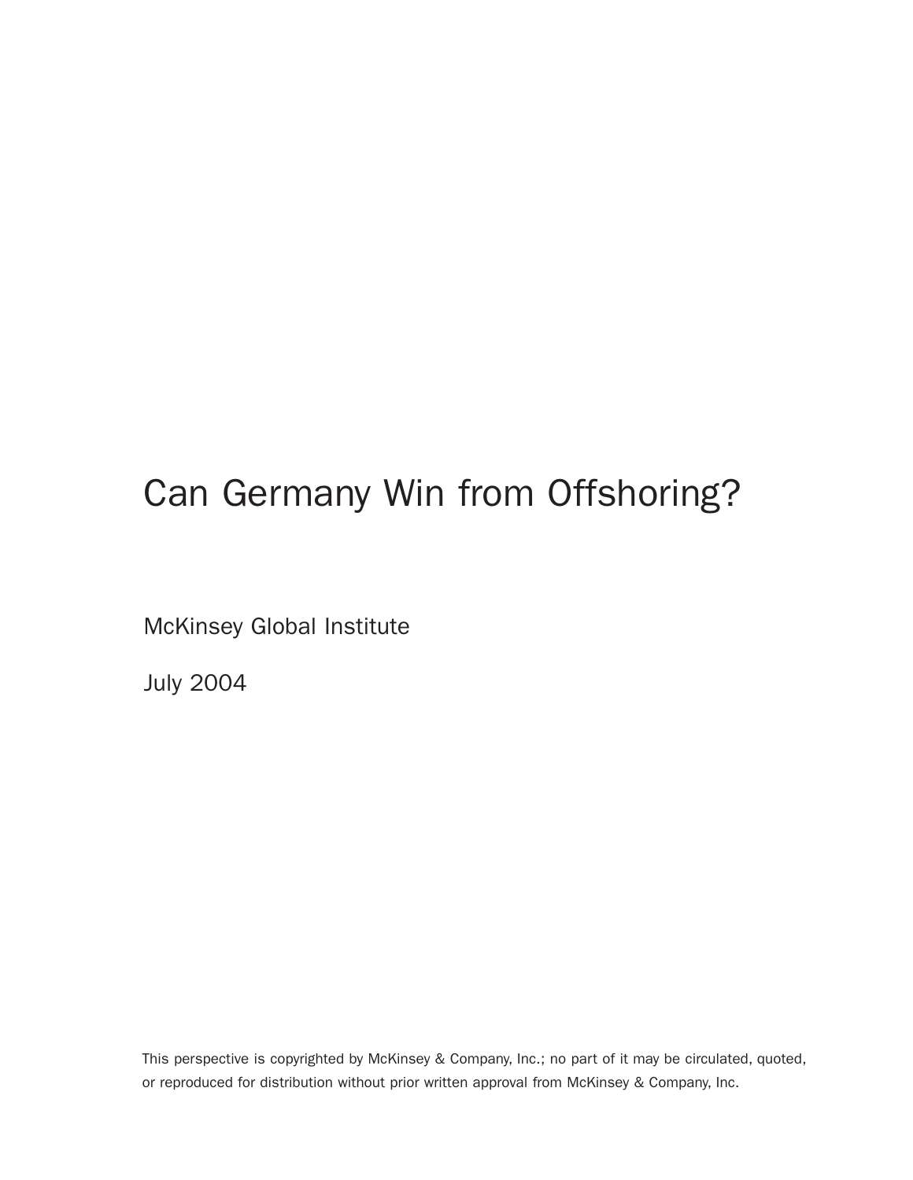# Can Germany Win from Offshoring?

McKinsey Global Institute

July 2004

This perspective is copyrighted by McKinsey & Company, Inc.; no part of it may be circulated, quoted, or reproduced for distribution without prior written approval from McKinsey & Company, Inc.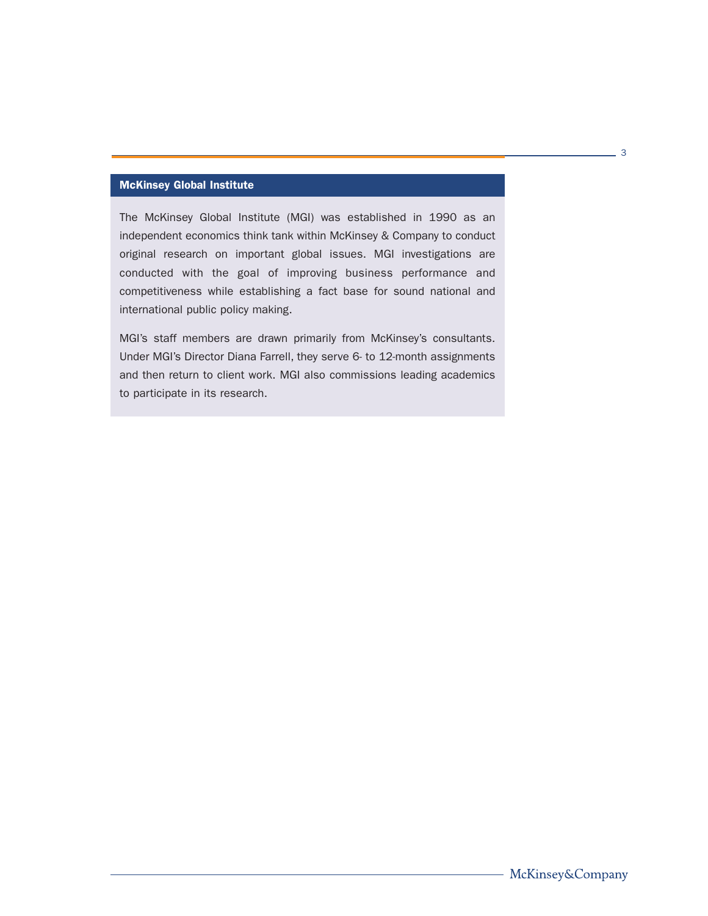## McKinsey Global Institute

The McKinsey Global Institute (MGI) was established in 1990 as an independent economics think tank within McKinsey & Company to conduct original research on important global issues. MGI investigations are conducted with the goal of improving business performance and competitiveness while establishing a fact base for sound national and international public policy making.

MGI's staff members are drawn primarily from McKinsey's consultants. Under MGI's Director Diana Farrell, they serve 6- to 12-month assignments and then return to client work. MGI also commissions leading academics to participate in its research.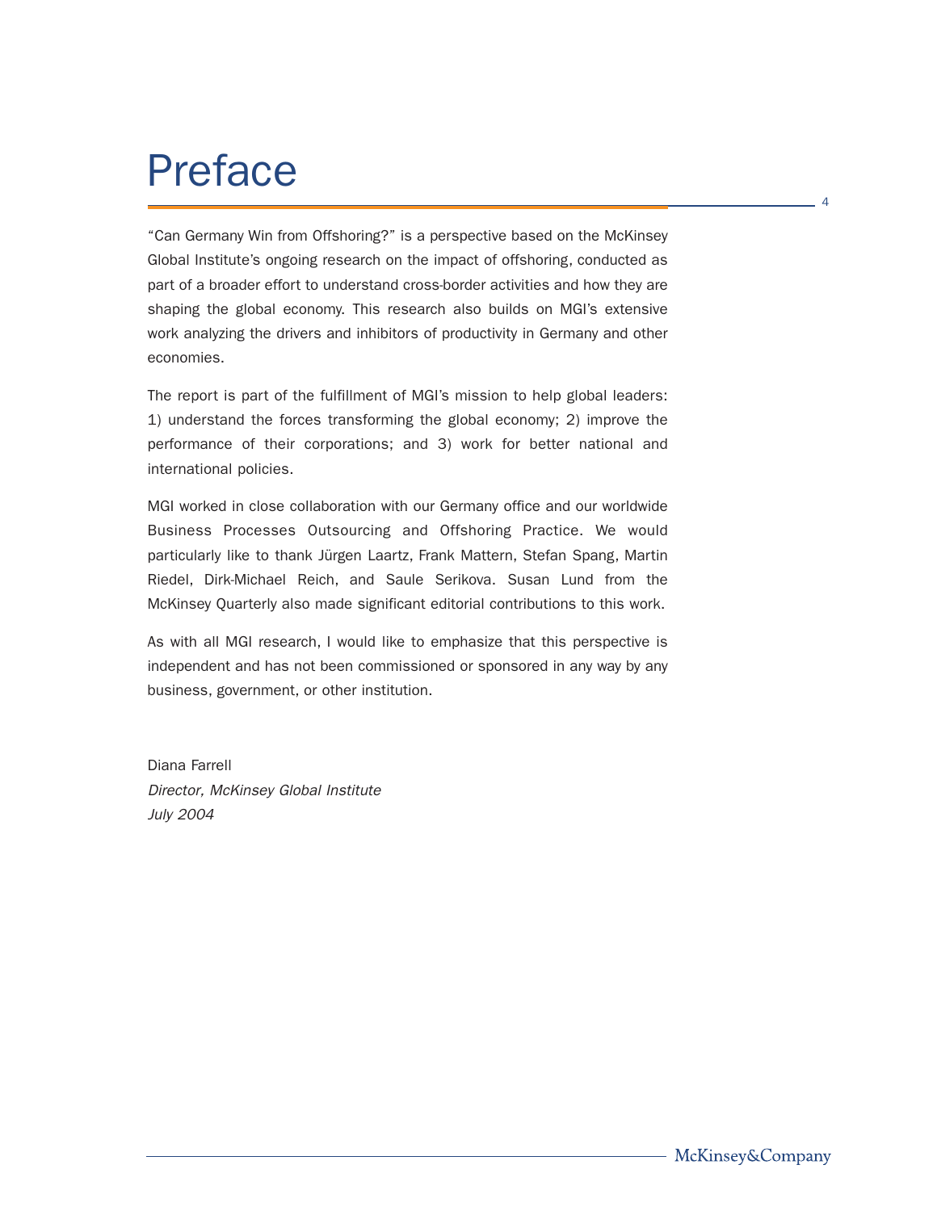# Preface

"Can Germany Win from Offshoring?" is a perspective based on the McKinsey Global Institute's ongoing research on the impact of offshoring, conducted as part of a broader effort to understand cross-border activities and how they are shaping the global economy. This research also builds on MGI's extensive work analyzing the drivers and inhibitors of productivity in Germany and other economies.

The report is part of the fulfillment of MGI's mission to help global leaders: 1) understand the forces transforming the global economy; 2) improve the performance of their corporations; and 3) work for better national and international policies.

MGI worked in close collaboration with our Germany office and our worldwide Business Processes Outsourcing and Offshoring Practice. We would particularly like to thank Jürgen Laartz, Frank Mattern, Stefan Spang, Martin Riedel, Dirk-Michael Reich, and Saule Serikova. Susan Lund from the McKinsey Quarterly also made significant editorial contributions to this work.

As with all MGI research, I would like to emphasize that this perspective is independent and has not been commissioned or sponsored in any way by any business, government, or other institution.

Diana Farrell
*Director, McKinsey Global Institute*
*July 2004*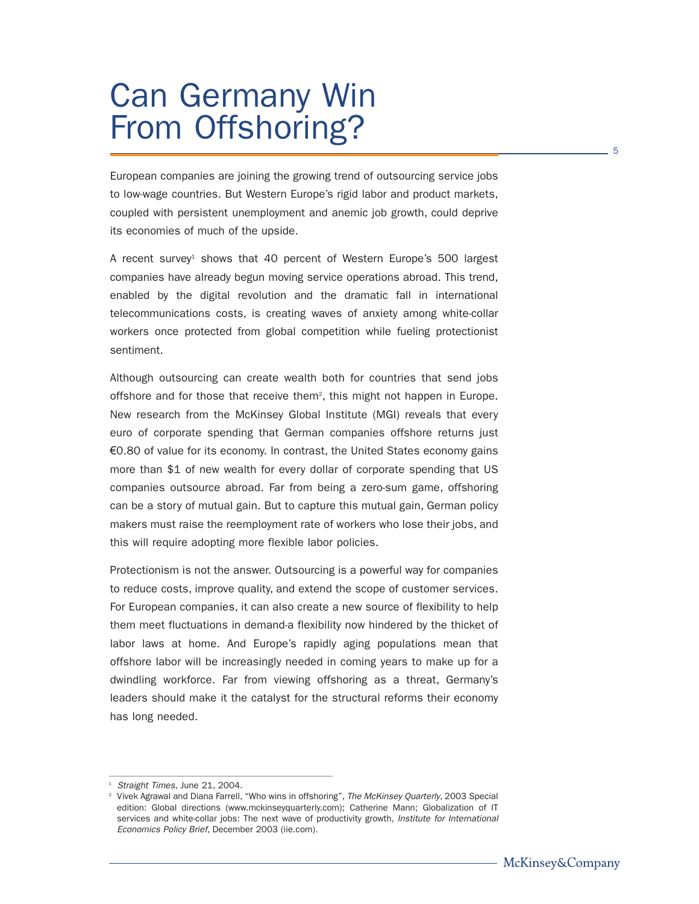# Can Germany Win From Offshoring?

European companies are joining the growing trend of outsourcing service jobs to low-wage countries. But Western Europe's rigid labor and product markets, coupled with persistent unemployment and anemic job growth, could deprive its economies of much of the upside.

A recent survey[1] shows that 40 percent of Western Europe's 500 largest companies have already begun moving service operations abroad. This trend, enabled by the digital revolution and the dramatic fall in international telecommunications costs, is creating waves of anxiety among white-collar workers once protected from global competition while fueling protectionist sentiment.

Although outsourcing can create wealth both for countries that send jobs offshore and for those that receive them[2], this might not happen in Europe. New research from the McKinsey Global Institute (MGI) reveals that every euro of corporate spending that German companies offshore returns just €0.80 of value for its economy. In contrast, the United States economy gains more than $1 of new wealth for every dollar of corporate spending that US companies outsource abroad. Far from being a zero-sum game, offshoring can be a story of mutual gain. But to capture this mutual gain, German policy makers must raise the reemployment rate of workers who lose their jobs, and this will require adopting more flexible labor policies.

Protectionism is not the answer. Outsourcing is a powerful way for companies to reduce costs, improve quality, and extend the scope of customer services. For European companies, it can also create a new source of flexibility to help them meet fluctuations in demand-a flexibility now hindered by the thicket of labor laws at home. And Europe's rapidly aging populations mean that offshore labor will be increasingly needed in coming years to make up for a dwindling workforce. Far from viewing offshoring as a threat, Germany's leaders should make it the catalyst for the structural reforms their economy has long needed.

---

[1] *Straight Times*, June 21, 2004.

[2] Vivek Agrawal and Diana Farrell, "Who wins in offshoring", *The McKinsey Quarterly*, 2003 Special edition: Global directions (www.mckinseyquarterly.com); Catherine Mann; Globalization of IT services and white-collar jobs: The next wave of productivity growth, *Institute for International Economics Policy Brief*, December 2003 (iie.com).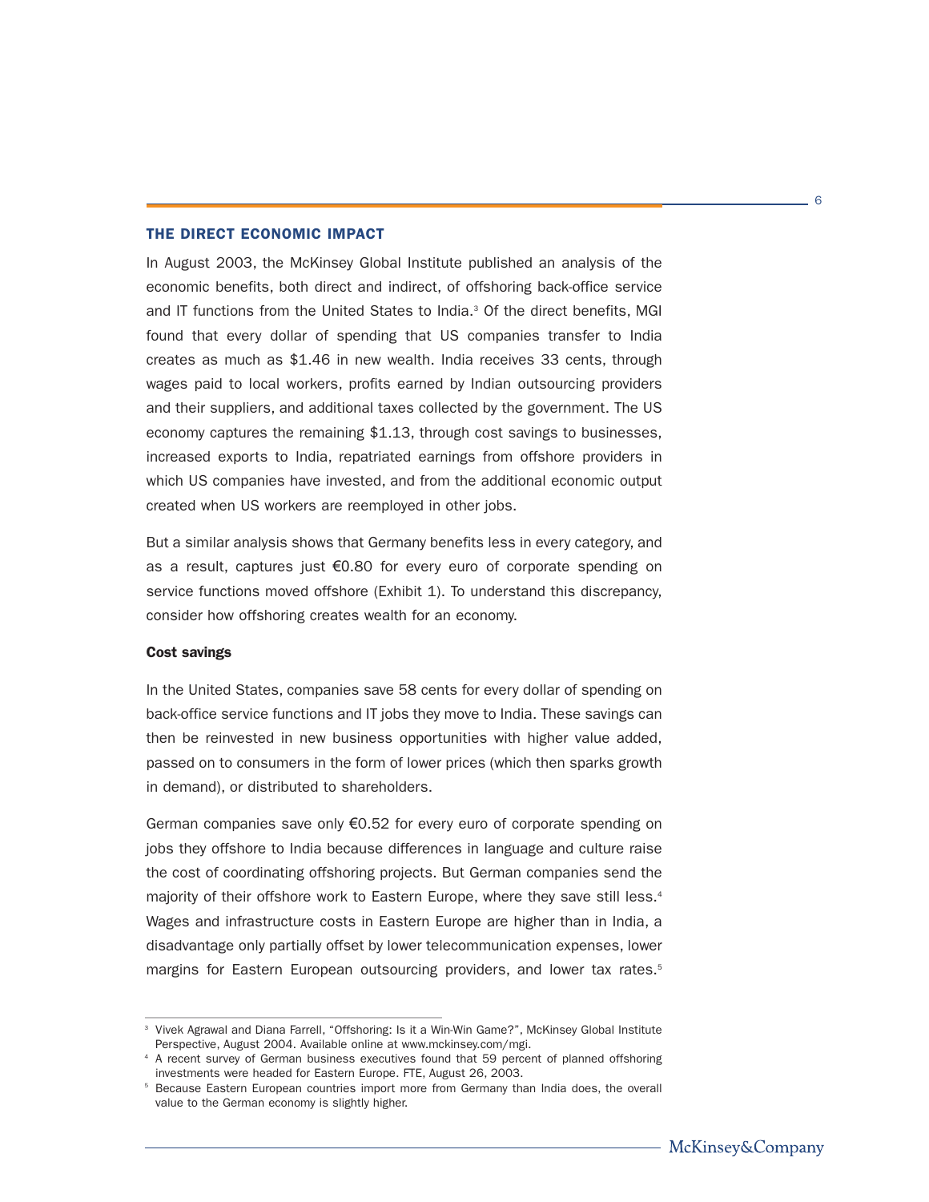## THE DIRECT ECONOMIC IMPACT

In August 2003, the McKinsey Global Institute published an analysis of the economic benefits, both direct and indirect, of offshoring back-office service and IT functions from the United States to India.[3] Of the direct benefits, MGI found that every dollar of spending that US companies transfer to India creates as much as $1.46 in new wealth. India receives 33 cents, through wages paid to local workers, profits earned by Indian outsourcing providers and their suppliers, and additional taxes collected by the government. The US economy captures the remaining $1.13, through cost savings to businesses, increased exports to India, repatriated earnings from offshore providers in which US companies have invested, and from the additional economic output created when US workers are reemployed in other jobs.

But a similar analysis shows that Germany benefits less in every category, and as a result, captures just €0.80 for every euro of corporate spending on service functions moved offshore (Exhibit 1). To understand this discrepancy, consider how offshoring creates wealth for an economy.

### Cost savings

In the United States, companies save 58 cents for every dollar of spending on back-office service functions and IT jobs they move to India. These savings can then be reinvested in new business opportunities with higher value added, passed on to consumers in the form of lower prices (which then sparks growth in demand), or distributed to shareholders.

German companies save only €0.52 for every euro of corporate spending on jobs they offshore to India because differences in language and culture raise the cost of coordinating offshoring projects. But German companies send the majority of their offshore work to Eastern Europe, where they save still less.[4] Wages and infrastructure costs in Eastern Europe are higher than in India, a disadvantage only partially offset by lower telecommunication expenses, lower margins for Eastern European outsourcing providers, and lower tax rates.[5]

---

[3] Vivek Agrawal and Diana Farrell, "Offshoring: Is it a Win-Win Game?", McKinsey Global Institute Perspective, August 2004. Available online at www.mckinsey.com/mgi.

[4] A recent survey of German business executives found that 59 percent of planned offshoring investments were headed for Eastern Europe. FTE, August 26, 2003.

[5] Because Eastern European countries import more from Germany than India does, the overall value to the German economy is slightly higher.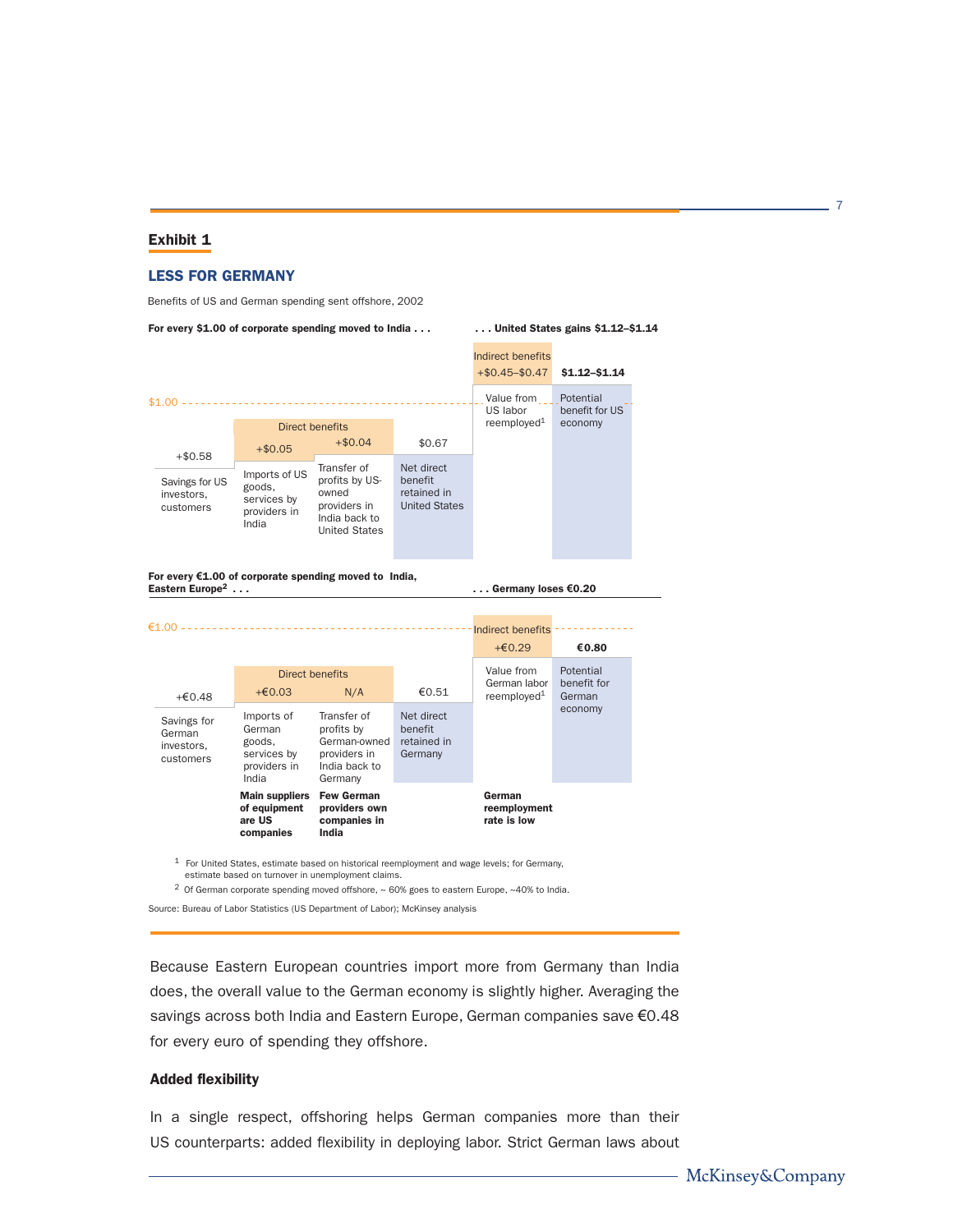**Exhibit 1**

## LESS FOR GERMANY

Benefits of US and German spending sent offshore, 2002

**For every $1.00 of corporate spending moved to India . . .** **. . . United States gains $1.12–$1.14**

| | Direct benefits | | | Indirect benefits | |
|---|---|---|---|---|---|
| +$0.58 | +$0.05 | +$0.04 | $0.67 | +$0.45–$0.47 | $1.12–$1.14 |
| Savings for US investors, customers | Imports of US goods, services by providers in India | Transfer of profits by US-owned providers in India back to United States | Net direct benefit retained in United States | Value from US labor reemployed[1] | Potential benefit for US economy |

**For every €1.00 of corporate spending moved to India, Eastern Europe[2] . . .** **. . . Germany loses €0.20**

| | Direct benefits | | | Indirect benefits | |
|---|---|---|---|---|---|
| +€0.48 | +€0.03 | N/A | €0.51 | +€0.29 | €0.80 |
| Savings for German investors, customers | Imports of German goods, services by providers in India | Transfer of profits by German-owned providers in India back to Germany | Net direct benefit retained in Germany | Value from German labor reemployed[1] | Potential benefit for German economy |
| | **Main suppliers of equipment are US companies** | **Few German providers own companies in India** | | **German reemployment rate is low** | |

[1] For United States, estimate based on historical reemployment and wage levels; for Germany, estimate based on turnover in unemployment claims.

[2] Of German corporate spending moved offshore, ~ 60% goes to eastern Europe, ~40% to India.

Source: Bureau of Labor Statistics (US Department of Labor); McKinsey analysis

Because Eastern European countries import more from Germany than India does, the overall value to the German economy is slightly higher. Averaging the savings across both India and Eastern Europe, German companies save €0.48 for every euro of spending they offshore.

### Added flexibility

In a single respect, offshoring helps German companies more than their US counterparts: added flexibility in deploying labor. Strict German laws about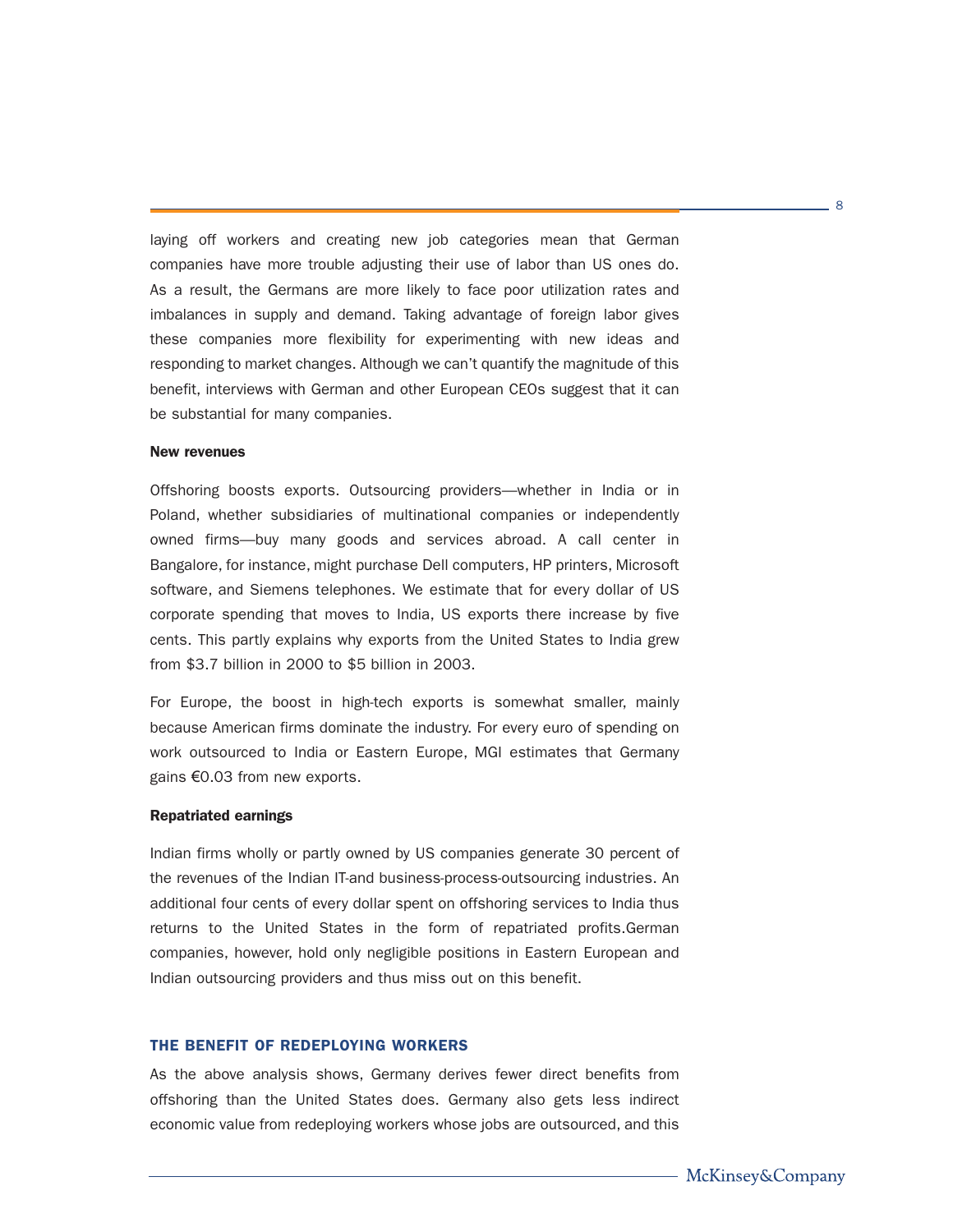laying off workers and creating new job categories mean that German companies have more trouble adjusting their use of labor than US ones do. As a result, the Germans are more likely to face poor utilization rates and imbalances in supply and demand. Taking advantage of foreign labor gives these companies more flexibility for experimenting with new ideas and responding to market changes. Although we can't quantify the magnitude of this benefit, interviews with German and other European CEOs suggest that it can be substantial for many companies.

**New revenues**

Offshoring boosts exports. Outsourcing providers—whether in India or in Poland, whether subsidiaries of multinational companies or independently owned firms—buy many goods and services abroad. A call center in Bangalore, for instance, might purchase Dell computers, HP printers, Microsoft software, and Siemens telephones. We estimate that for every dollar of US corporate spending that moves to India, US exports there increase by five cents. This partly explains why exports from the United States to India grew from $3.7 billion in 2000 to $5 billion in 2003.

For Europe, the boost in high-tech exports is somewhat smaller, mainly because American firms dominate the industry. For every euro of spending on work outsourced to India or Eastern Europe, MGI estimates that Germany gains €0.03 from new exports.

**Repatriated earnings**

Indian firms wholly or partly owned by US companies generate 30 percent of the revenues of the Indian IT-and business-process-outsourcing industries. An additional four cents of every dollar spent on offshoring services to India thus returns to the United States in the form of repatriated profits.German companies, however, hold only negligible positions in Eastern European and Indian outsourcing providers and thus miss out on this benefit.

## THE BENEFIT OF REDEPLOYING WORKERS

As the above analysis shows, Germany derives fewer direct benefits from offshoring than the United States does. Germany also gets less indirect economic value from redeploying workers whose jobs are outsourced, and this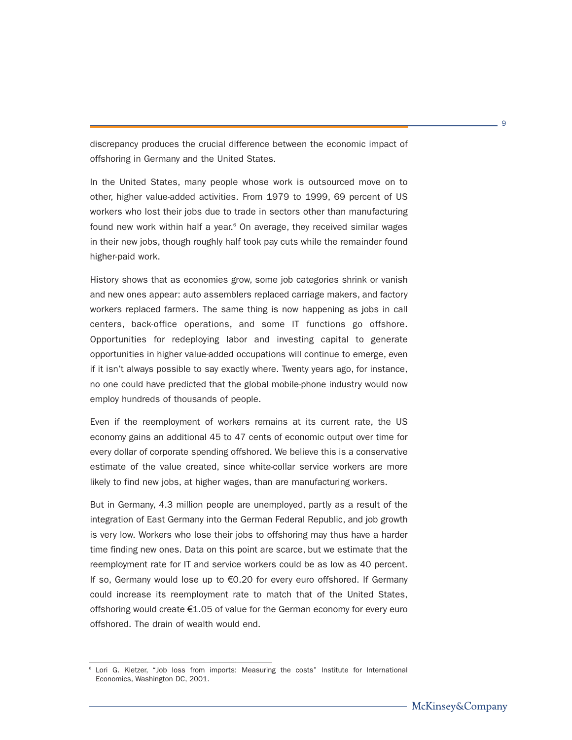discrepancy produces the crucial difference between the economic impact of offshoring in Germany and the United States.

In the United States, many people whose work is outsourced move on to other, higher value-added activities. From 1979 to 1999, 69 percent of US workers who lost their jobs due to trade in sectors other than manufacturing found new work within half a year.[6] On average, they received similar wages in their new jobs, though roughly half took pay cuts while the remainder found higher-paid work.

History shows that as economies grow, some job categories shrink or vanish and new ones appear: auto assemblers replaced carriage makers, and factory workers replaced farmers. The same thing is now happening as jobs in call centers, back-office operations, and some IT functions go offshore. Opportunities for redeploying labor and investing capital to generate opportunities in higher value-added occupations will continue to emerge, even if it isn't always possible to say exactly where. Twenty years ago, for instance, no one could have predicted that the global mobile-phone industry would now employ hundreds of thousands of people.

Even if the reemployment of workers remains at its current rate, the US economy gains an additional 45 to 47 cents of economic output over time for every dollar of corporate spending offshored. We believe this is a conservative estimate of the value created, since white-collar service workers are more likely to find new jobs, at higher wages, than are manufacturing workers.

But in Germany, 4.3 million people are unemployed, partly as a result of the integration of East Germany into the German Federal Republic, and job growth is very low. Workers who lose their jobs to offshoring may thus have a harder time finding new ones. Data on this point are scarce, but we estimate that the reemployment rate for IT and service workers could be as low as 40 percent. If so, Germany would lose up to €0.20 for every euro offshored. If Germany could increase its reemployment rate to match that of the United States, offshoring would create €1.05 of value for the German economy for every euro offshored. The drain of wealth would end.

---

[6] Lori G. Kletzer, "Job loss from imports: Measuring the costs" Institute for International Economics, Washington DC, 2001.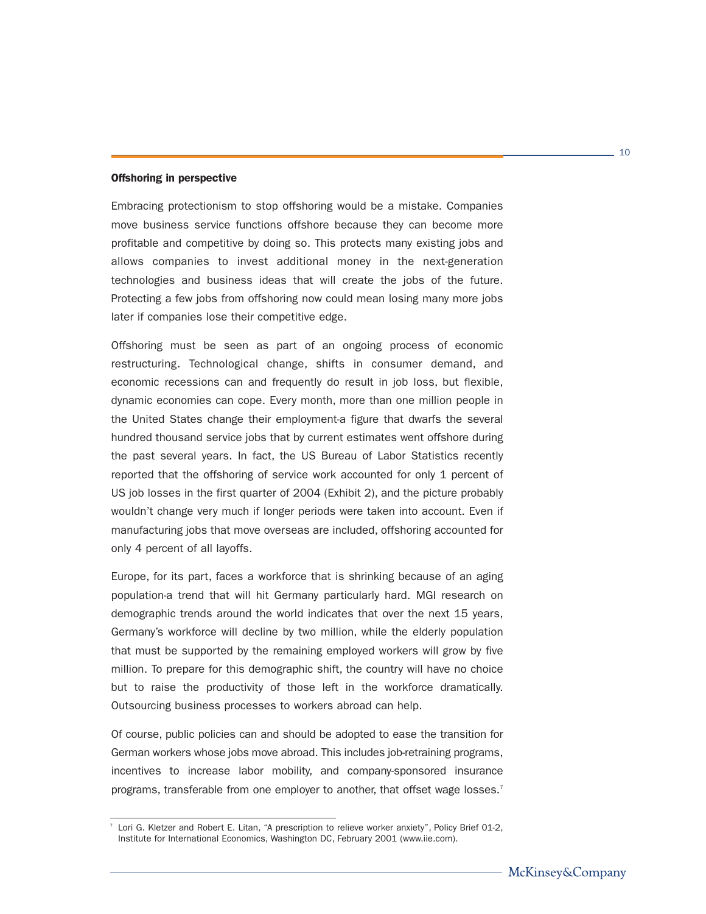**Offshoring in perspective**

Embracing protectionism to stop offshoring would be a mistake. Companies move business service functions offshore because they can become more profitable and competitive by doing so. This protects many existing jobs and allows companies to invest additional money in the next-generation technologies and business ideas that will create the jobs of the future. Protecting a few jobs from offshoring now could mean losing many more jobs later if companies lose their competitive edge.

Offshoring must be seen as part of an ongoing process of economic restructuring. Technological change, shifts in consumer demand, and economic recessions can and frequently do result in job loss, but flexible, dynamic economies can cope. Every month, more than one million people in the United States change their employment-a figure that dwarfs the several hundred thousand service jobs that by current estimates went offshore during the past several years. In fact, the US Bureau of Labor Statistics recently reported that the offshoring of service work accounted for only 1 percent of US job losses in the first quarter of 2004 (Exhibit 2), and the picture probably wouldn't change very much if longer periods were taken into account. Even if manufacturing jobs that move overseas are included, offshoring accounted for only 4 percent of all layoffs.

Europe, for its part, faces a workforce that is shrinking because of an aging population-a trend that will hit Germany particularly hard. MGI research on demographic trends around the world indicates that over the next 15 years, Germany's workforce will decline by two million, while the elderly population that must be supported by the remaining employed workers will grow by five million. To prepare for this demographic shift, the country will have no choice but to raise the productivity of those left in the workforce dramatically. Outsourcing business processes to workers abroad can help.

Of course, public policies can and should be adopted to ease the transition for German workers whose jobs move abroad. This includes job-retraining programs, incentives to increase labor mobility, and company-sponsored insurance programs, transferable from one employer to another, that offset wage losses.[7]

[7] Lori G. Kletzer and Robert E. Litan, "A prescription to relieve worker anxiety", Policy Brief 01-2, Institute for International Economics, Washington DC, February 2001 (www.iie.com).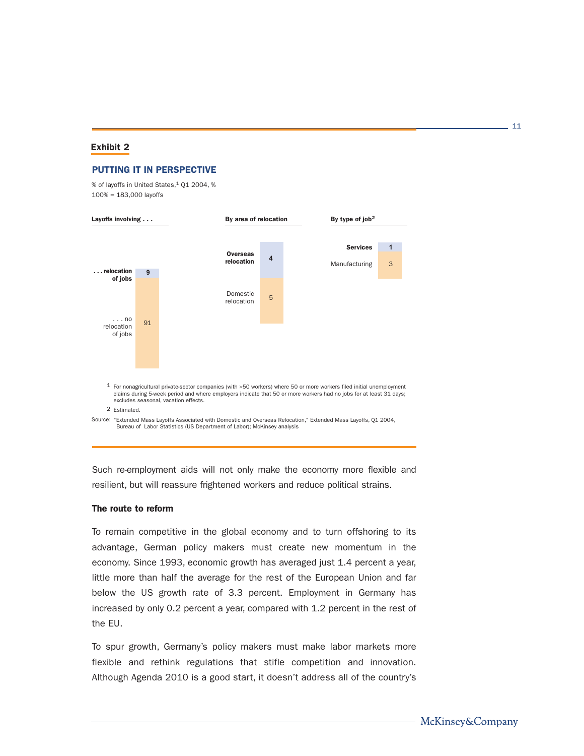## Exhibit 2

### PUTTING IT IN PERSPECTIVE

% of layoffs in United States,[1] Q1 2004, %
100% = 183,000 layoffs

| Layoffs involving . . . | % |
|---|---|
| . . . relocation of jobs | 9 |
| . . . no relocation of jobs | 91 |

| By area of relocation | % |
|---|---|
| Overseas relocation | 4 |
| Domestic relocation | 5 |

| By type of job[2] | % |
|---|---|
| Services | 1 |
| Manufacturing | 3 |

1 For nonagricultural private-sector companies (with >50 workers) where 50 or more workers filed initial unemployment claims during 5-week period and where employers indicate that 50 or more workers had no jobs for at least 31 days; excludes seasonal, vacation effects.

2 Estimated.

Source: "Extended Mass Layoffs Associated with Domestic and Overseas Relocation," Extended Mass Layoffs, Q1 2004, Bureau of Labor Statistics (US Department of Labor); McKinsey analysis

Such re-employment aids will not only make the economy more flexible and resilient, but will reassure frightened workers and reduce political strains.

**The route to reform**

To remain competitive in the global economy and to turn offshoring to its advantage, German policy makers must create new momentum in the economy. Since 1993, economic growth has averaged just 1.4 percent a year, little more than half the average for the rest of the European Union and far below the US growth rate of 3.3 percent. Employment in Germany has increased by only 0.2 percent a year, compared with 1.2 percent in the rest of the EU.

To spur growth, Germany's policy makers must make labor markets more flexible and rethink regulations that stifle competition and innovation. Although Agenda 2010 is a good start, it doesn't address all of the country's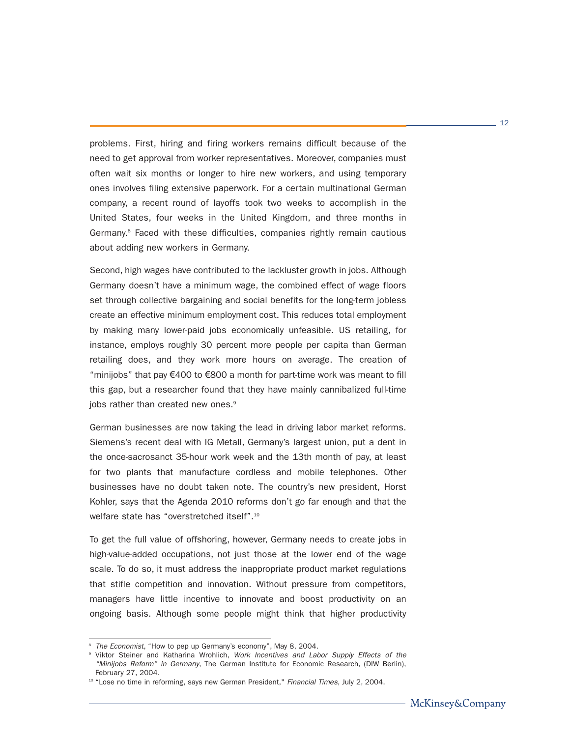problems. First, hiring and firing workers remains difficult because of the need to get approval from worker representatives. Moreover, companies must often wait six months or longer to hire new workers, and using temporary ones involves filing extensive paperwork. For a certain multinational German company, a recent round of layoffs took two weeks to accomplish in the United States, four weeks in the United Kingdom, and three months in Germany.[8] Faced with these difficulties, companies rightly remain cautious about adding new workers in Germany.

Second, high wages have contributed to the lackluster growth in jobs. Although Germany doesn't have a minimum wage, the combined effect of wage floors set through collective bargaining and social benefits for the long-term jobless create an effective minimum employment cost. This reduces total employment by making many lower-paid jobs economically unfeasible. US retailing, for instance, employs roughly 30 percent more people per capita than German retailing does, and they work more hours on average. The creation of "minijobs" that pay €400 to €800 a month for part-time work was meant to fill this gap, but a researcher found that they have mainly cannibalized full-time jobs rather than created new ones.[9]

German businesses are now taking the lead in driving labor market reforms. Siemens's recent deal with IG Metall, Germany's largest union, put a dent in the once-sacrosanct 35-hour work week and the 13th month of pay, at least for two plants that manufacture cordless and mobile telephones. Other businesses have no doubt taken note. The country's new president, Horst Kohler, says that the Agenda 2010 reforms don't go far enough and that the welfare state has "overstretched itself".[10]

To get the full value of offshoring, however, Germany needs to create jobs in high-value-added occupations, not just those at the lower end of the wage scale. To do so, it must address the inappropriate product market regulations that stifle competition and innovation. Without pressure from competitors, managers have little incentive to innovate and boost productivity on an ongoing basis. Although some people might think that higher productivity

---

[8] *The Economist*, "How to pep up Germany's economy", May 8, 2004.

[9] Viktor Steiner and Katharina Wrohlich, *Work Incentives and Labor Supply Effects of the "Minijobs Reform" in Germany*, The German Institute for Economic Research, (DIW Berlin), February 27, 2004.

[10] "Lose no time in reforming, says new German President," *Financial Times*, July 2, 2004.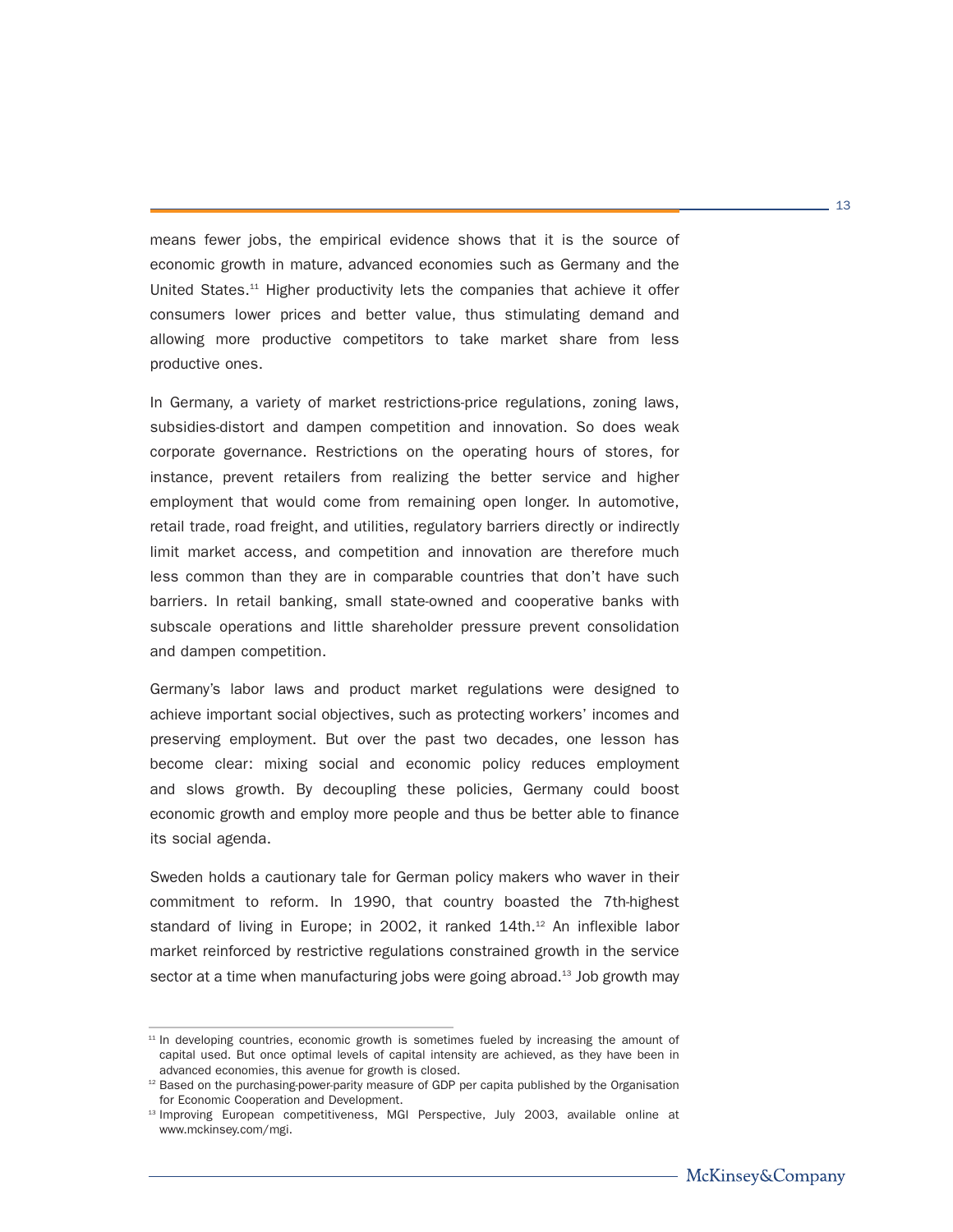means fewer jobs, the empirical evidence shows that it is the source of economic growth in mature, advanced economies such as Germany and the United States.[11] Higher productivity lets the companies that achieve it offer consumers lower prices and better value, thus stimulating demand and allowing more productive competitors to take market share from less productive ones.

In Germany, a variety of market restrictions-price regulations, zoning laws, subsidies-distort and dampen competition and innovation. So does weak corporate governance. Restrictions on the operating hours of stores, for instance, prevent retailers from realizing the better service and higher employment that would come from remaining open longer. In automotive, retail trade, road freight, and utilities, regulatory barriers directly or indirectly limit market access, and competition and innovation are therefore much less common than they are in comparable countries that don't have such barriers. In retail banking, small state-owned and cooperative banks with subscale operations and little shareholder pressure prevent consolidation and dampen competition.

Germany's labor laws and product market regulations were designed to achieve important social objectives, such as protecting workers' incomes and preserving employment. But over the past two decades, one lesson has become clear: mixing social and economic policy reduces employment and slows growth. By decoupling these policies, Germany could boost economic growth and employ more people and thus be better able to finance its social agenda.

Sweden holds a cautionary tale for German policy makers who waver in their commitment to reform. In 1990, that country boasted the 7th-highest standard of living in Europe; in 2002, it ranked 14th.[12] An inflexible labor market reinforced by restrictive regulations constrained growth in the service sector at a time when manufacturing jobs were going abroad.[13] Job growth may

---

[11] In developing countries, economic growth is sometimes fueled by increasing the amount of capital used. But once optimal levels of capital intensity are achieved, as they have been in advanced economies, this avenue for growth is closed.

[12] Based on the purchasing-power-parity measure of GDP per capita published by the Organisation for Economic Cooperation and Development.

[13] Improving European competitiveness, MGI Perspective, July 2003, available online at www.mckinsey.com/mgi.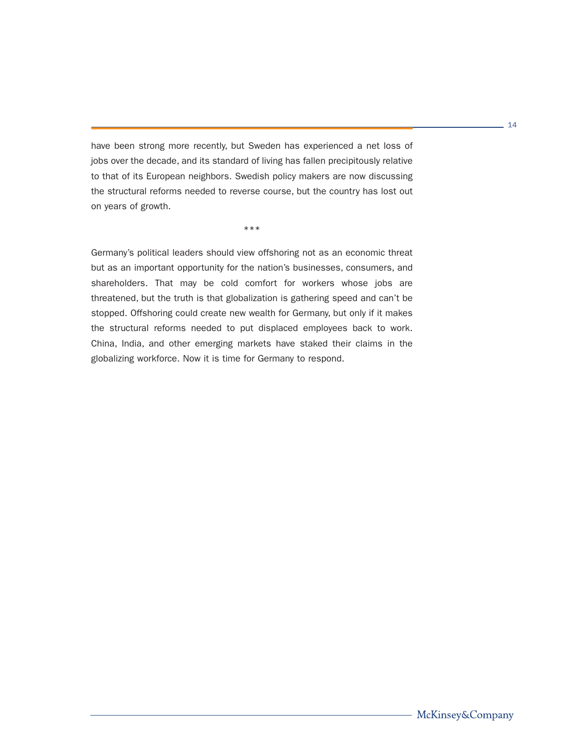have been strong more recently, but Sweden has experienced a net loss of jobs over the decade, and its standard of living has fallen precipitously relative to that of its European neighbors. Swedish policy makers are now discussing the structural reforms needed to reverse course, but the country has lost out on years of growth.

***

Germany's political leaders should view offshoring not as an economic threat but as an important opportunity for the nation's businesses, consumers, and shareholders. That may be cold comfort for workers whose jobs are threatened, but the truth is that globalization is gathering speed and can't be stopped. Offshoring could create new wealth for Germany, but only if it makes the structural reforms needed to put displaced employees back to work. China, India, and other emerging markets have staked their claims in the globalizing workforce. Now it is time for Germany to respond.